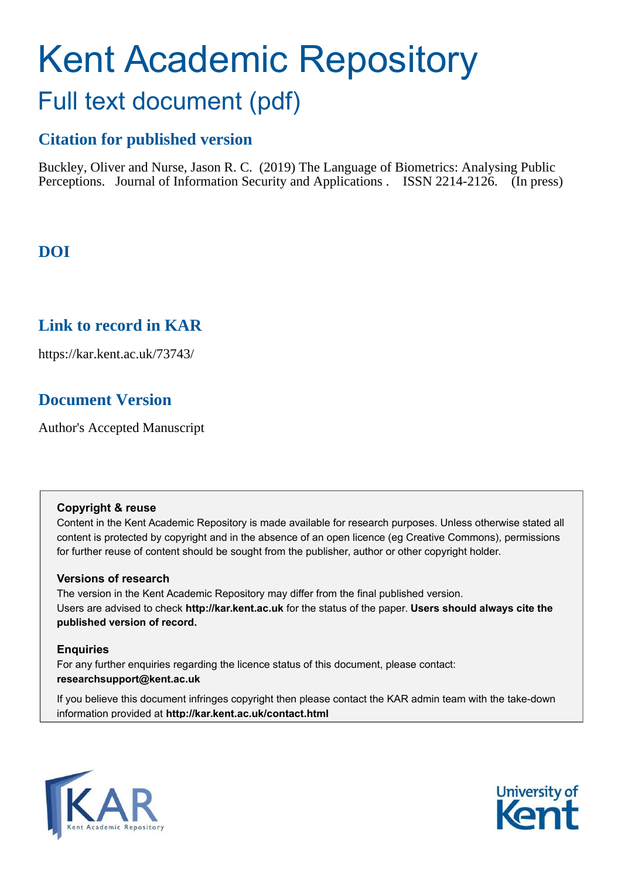# Kent Academic Repository

## Full text document (pdf)

### Citation for published version

Buckley, Oliver and Nurse, Jason R. C. (2019) The Language of Biometrics: Analysing Public Perceptions. Journal of Information Security and Applications . ISSN 2214-2126. (In press)

### DOI

### Link to record in KAR

https://kar.kent.ac.uk/73743/

### Document Version

Author's Accepted Manuscript

**Copyright & reuse**

Content in the Kent Academic Repository is made available for research purposes. Unless otherwise stated all content is protected by copyright and in the absence of an open licence (eg Creative Commons), permissions for further reuse of content should be sought from the publisher, author or other copyright holder.

**Versions of research**

The version in the Kent Academic Repository may differ from the final published version. Users are advised to check **http://kar.kent.ac.uk** for the status of the paper. **Users should always cite the published version of record.**

**Enquiries**

For any further enquiries regarding the licence status of this document, please contact: **researchsupport@kent.ac.uk**

If you believe this document infringes copyright then please contact the KAR admin team with the take-down information provided at **http://kar.kent.ac.uk/contact.html**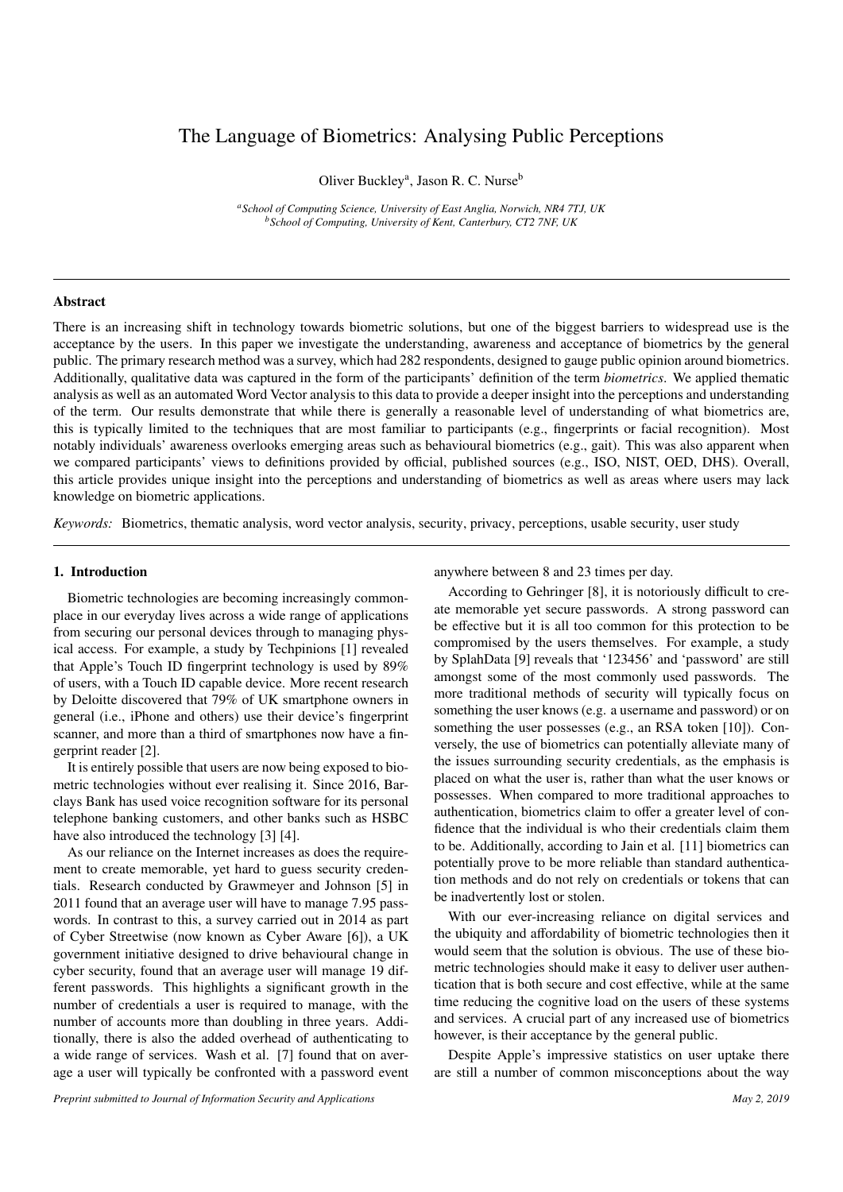# The Language of Biometrics: Analysing Public Perceptions

Oliver Buckley[a], Jason R. C. Nurse[b]

[a]*School of Computing Science, University of East Anglia, Norwich, NR4 7TJ, UK*
[b]*School of Computing, University of Kent, Canterbury, CT2 7NF, UK*

---

## Abstract

There is an increasing shift in technology towards biometric solutions, but one of the biggest barriers to widespread use is the acceptance by the users. In this paper we investigate the understanding, awareness and acceptance of biometrics by the general public. The primary research method was a survey, which had 282 respondents, designed to gauge public opinion around biometrics. Additionally, qualitative data was captured in the form of the participants' definition of the term *biometrics*. We applied thematic analysis as well as an automated Word Vector analysis to this data to provide a deeper insight into the perceptions and understanding of the term. Our results demonstrate that while there is generally a reasonable level of understanding of what biometrics are, this is typically limited to the techniques that are most familiar to participants (e.g., fingerprints or facial recognition). Most notably individuals' awareness overlooks emerging areas such as behavioural biometrics (e.g., gait). This was also apparent when we compared participants' views to definitions provided by official, published sources (e.g., ISO, NIST, OED, DHS). Overall, this article provides unique insight into the perceptions and understanding of biometrics as well as areas where users may lack knowledge on biometric applications.

*Keywords:* Biometrics, thematic analysis, word vector analysis, security, privacy, perceptions, usable security, user study

---

## 1. Introduction

Biometric technologies are becoming increasingly commonplace in our everyday lives across a wide range of applications from securing our personal devices through to managing physical access. For example, a study by Techpinions [1] revealed that Apple's Touch ID fingerprint technology is used by 89% of users, with a Touch ID capable device. More recent research by Deloitte discovered that 79% of UK smartphone owners in general (i.e., iPhone and others) use their device's fingerprint scanner, and more than a third of smartphones now have a fingerprint reader [2].

It is entirely possible that users are now being exposed to biometric technologies without ever realising it. Since 2016, Barclays Bank has used voice recognition software for its personal telephone banking customers, and other banks such as HSBC have also introduced the technology [3] [4].

As our reliance on the Internet increases as does the requirement to create memorable, yet hard to guess security credentials. Research conducted by Grawmeyer and Johnson [5] in 2011 found that an average user will have to manage 7.95 passwords. In contrast to this, a survey carried out in 2014 as part of Cyber Streetwise (now known as Cyber Aware [6]), a UK government initiative designed to drive behavioural change in cyber security, found that an average user will manage 19 different passwords. This highlights a significant growth in the number of credentials a user is required to manage, with the number of accounts more than doubling in three years. Additionally, there is also the added overhead of authenticating to a wide range of services. Wash et al. [7] found that on average a user will typically be confronted with a password event anywhere between 8 and 23 times per day.

According to Gehringer [8], it is notoriously difficult to create memorable yet secure passwords. A strong password can be effective but it is all too common for this protection to be compromised by the users themselves. For example, a study by SplahData [9] reveals that '123456' and 'password' are still amongst some of the most commonly used passwords. The more traditional methods of security will typically focus on something the user knows (e.g. a username and password) or on something the user possesses (e.g., an RSA token [10]). Conversely, the use of biometrics can potentially alleviate many of the issues surrounding security credentials, as the emphasis is placed on what the user is, rather than what the user knows or possesses. When compared to more traditional approaches to authentication, biometrics claim to offer a greater level of confidence that the individual is who their credentials claim them to be. Additionally, according to Jain et al. [11] biometrics can potentially prove to be more reliable than standard authentication methods and do not rely on credentials or tokens that can be inadvertently lost or stolen.

With our ever-increasing reliance on digital services and the ubiquity and affordability of biometric technologies then it would seem that the solution is obvious. The use of these biometric technologies should make it easy to deliver user authentication that is both secure and cost effective, while at the same time reducing the cognitive load on the users of these systems and services. A crucial part of any increased use of biometrics however, is their acceptance by the general public.

Despite Apple's impressive statistics on user uptake there are still a number of common misconceptions about the way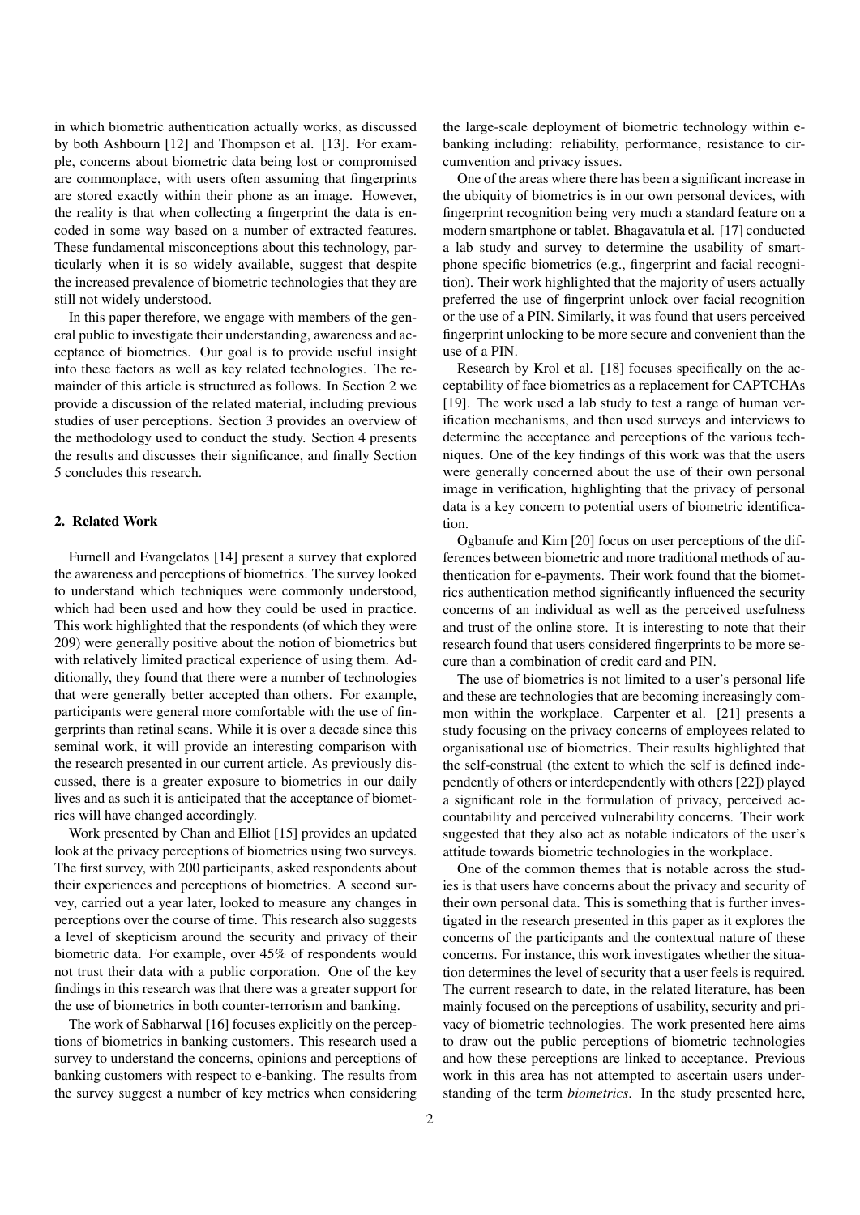in which biometric authentication actually works, as discussed by both Ashbourn [12] and Thompson et al. [13]. For example, concerns about biometric data being lost or compromised are commonplace, with users often assuming that fingerprints are stored exactly within their phone as an image. However, the reality is that when collecting a fingerprint the data is encoded in some way based on a number of extracted features. These fundamental misconceptions about this technology, particularly when it is so widely available, suggest that despite the increased prevalence of biometric technologies that they are still not widely understood.

In this paper therefore, we engage with members of the general public to investigate their understanding, awareness and acceptance of biometrics. Our goal is to provide useful insight into these factors as well as key related technologies. The remainder of this article is structured as follows. In Section 2 we provide a discussion of the related material, including previous studies of user perceptions. Section 3 provides an overview of the methodology used to conduct the study. Section 4 presents the results and discusses their significance, and finally Section 5 concludes this research.

## 2. Related Work

Furnell and Evangelatos [14] present a survey that explored the awareness and perceptions of biometrics. The survey looked to understand which techniques were commonly understood, which had been used and how they could be used in practice. This work highlighted that the respondents (of which they were 209) were generally positive about the notion of biometrics but with relatively limited practical experience of using them. Additionally, they found that there were a number of technologies that were generally better accepted than others. For example, participants were general more comfortable with the use of fingerprints than retinal scans. While it is over a decade since this seminal work, it will provide an interesting comparison with the research presented in our current article. As previously discussed, there is a greater exposure to biometrics in our daily lives and as such it is anticipated that the acceptance of biometrics will have changed accordingly.

Work presented by Chan and Elliot [15] provides an updated look at the privacy perceptions of biometrics using two surveys. The first survey, with 200 participants, asked respondents about their experiences and perceptions of biometrics. A second survey, carried out a year later, looked to measure any changes in perceptions over the course of time. This research also suggests a level of skepticism around the security and privacy of their biometric data. For example, over 45% of respondents would not trust their data with a public corporation. One of the key findings in this research was that there was a greater support for the use of biometrics in both counter-terrorism and banking.

The work of Sabharwal [16] focuses explicitly on the perceptions of biometrics in banking customers. This research used a survey to understand the concerns, opinions and perceptions of banking customers with respect to e-banking. The results from the survey suggest a number of key metrics when considering the large-scale deployment of biometric technology within e-banking including: reliability, performance, resistance to circumvention and privacy issues.

One of the areas where there has been a significant increase in the ubiquity of biometrics is in our own personal devices, with fingerprint recognition being very much a standard feature on a modern smartphone or tablet. Bhagavatula et al. [17] conducted a lab study and survey to determine the usability of smartphone specific biometrics (e.g., fingerprint and facial recognition). Their work highlighted that the majority of users actually preferred the use of fingerprint unlock over facial recognition or the use of a PIN. Similarly, it was found that users perceived fingerprint unlocking to be more secure and convenient than the use of a PIN.

Research by Krol et al. [18] focuses specifically on the acceptability of face biometrics as a replacement for CAPTCHAs [19]. The work used a lab study to test a range of human verification mechanisms, and then used surveys and interviews to determine the acceptance and perceptions of the various techniques. One of the key findings of this work was that the users were generally concerned about the use of their own personal image in verification, highlighting that the privacy of personal data is a key concern to potential users of biometric identification.

Ogbanufe and Kim [20] focus on user perceptions of the differences between biometric and more traditional methods of authentication for e-payments. Their work found that the biometrics authentication method significantly influenced the security concerns of an individual as well as the perceived usefulness and trust of the online store. It is interesting to note that their research found that users considered fingerprints to be more secure than a combination of credit card and PIN.

The use of biometrics is not limited to a user's personal life and these are technologies that are becoming increasingly common within the workplace. Carpenter et al. [21] presents a study focusing on the privacy concerns of employees related to organisational use of biometrics. Their results highlighted that the self-construal (the extent to which the self is defined independently of others or interdependently with others [22]) played a significant role in the formulation of privacy, perceived accountability and perceived vulnerability concerns. Their work suggested that they also act as notable indicators of the user's attitude towards biometric technologies in the workplace.

One of the common themes that is notable across the studies is that users have concerns about the privacy and security of their own personal data. This is something that is further investigated in the research presented in this paper as it explores the concerns of the participants and the contextual nature of these concerns. For instance, this work investigates whether the situation determines the level of security that a user feels is required. The current research to date, in the related literature, has been mainly focused on the perceptions of usability, security and privacy of biometric technologies. The work presented here aims to draw out the public perceptions of biometric technologies and how these perceptions are linked to acceptance. Previous work in this area has not attempted to ascertain users understanding of the term *biometrics*. In the study presented here,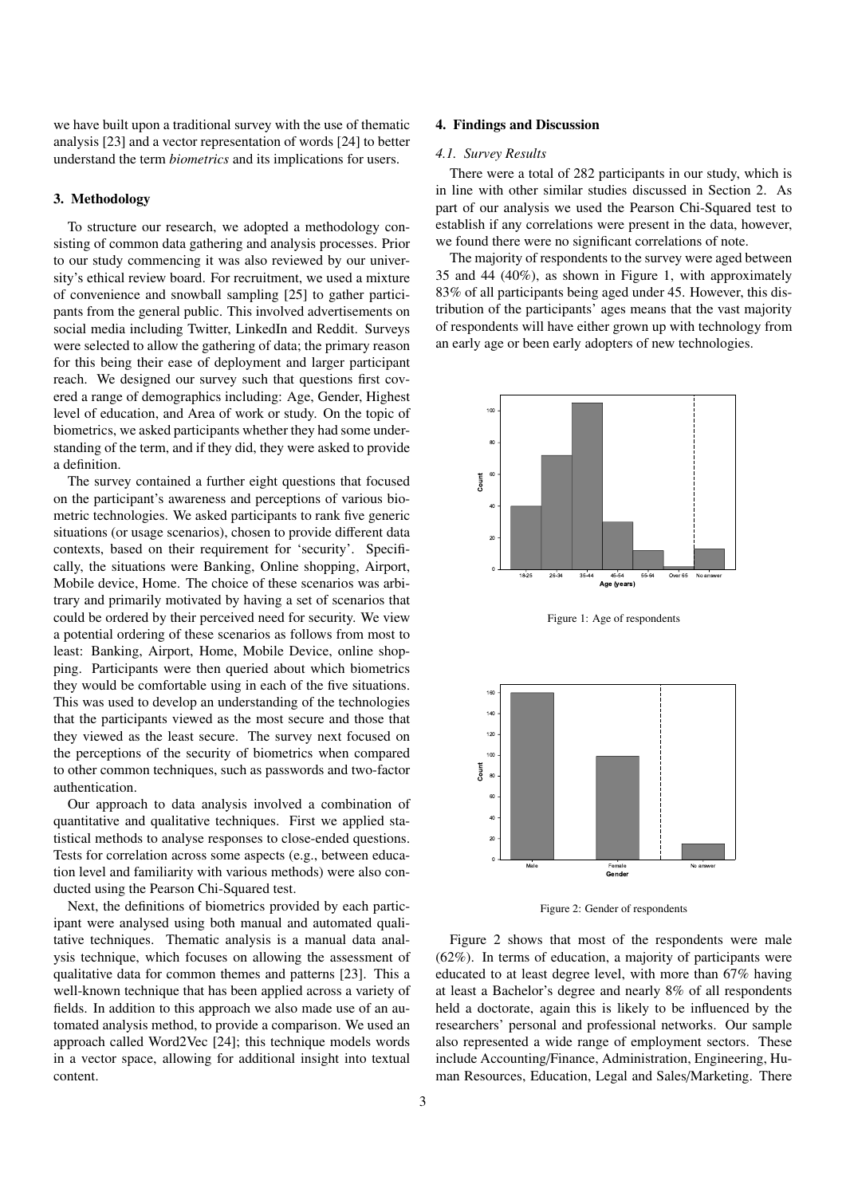we have built upon a traditional survey with the use of thematic analysis [23] and a vector representation of words [24] to better understand the term *biometrics* and its implications for users.

## 3. Methodology

To structure our research, we adopted a methodology consisting of common data gathering and analysis processes. Prior to our study commencing it was also reviewed by our university's ethical review board. For recruitment, we used a mixture of convenience and snowball sampling [25] to gather participants from the general public. This involved advertisements on social media including Twitter, LinkedIn and Reddit. Surveys were selected to allow the gathering of data; the primary reason for this being their ease of deployment and larger participant reach. We designed our survey such that questions first covered a range of demographics including: Age, Gender, Highest level of education, and Area of work or study. On the topic of biometrics, we asked participants whether they had some understanding of the term, and if they did, they were asked to provide a definition.

The survey contained a further eight questions that focused on the participant's awareness and perceptions of various biometric technologies. We asked participants to rank five generic situations (or usage scenarios), chosen to provide different data contexts, based on their requirement for 'security'. Specifically, the situations were Banking, Online shopping, Airport, Mobile device, Home. The choice of these scenarios was arbitrary and primarily motivated by having a set of scenarios that could be ordered by their perceived need for security. We view a potential ordering of these scenarios as follows from most to least: Banking, Airport, Home, Mobile Device, online shopping. Participants were then queried about which biometrics they would be comfortable using in each of the five situations. This was used to develop an understanding of the technologies that the participants viewed as the most secure and those that they viewed as the least secure. The survey next focused on the perceptions of the security of biometrics when compared to other common techniques, such as passwords and two-factor authentication.

Our approach to data analysis involved a combination of quantitative and qualitative techniques. First we applied statistical methods to analyse responses to close-ended questions. Tests for correlation across some aspects (e.g., between education level and familiarity with various methods) were also conducted using the Pearson Chi-Squared test.

Next, the definitions of biometrics provided by each participant were analysed using both manual and automated qualitative techniques. Thematic analysis is a manual data analysis technique, which focuses on allowing the assessment of qualitative data for common themes and patterns [23]. This a well-known technique that has been applied across a variety of fields. In addition to this approach we also made use of an automated analysis method, to provide a comparison. We used an approach called Word2Vec [24]; this technique models words in a vector space, allowing for additional insight into textual content.

## 4. Findings and Discussion

### 4.1. Survey Results

There were a total of 282 participants in our study, which is in line with other similar studies discussed in Section 2. As part of our analysis we used the Pearson Chi-Squared test to establish if any correlations were present in the data, however, we found there were no significant correlations of note.

The majority of respondents to the survey were aged between 35 and 44 (40%), as shown in Figure 1, with approximately 83% of all participants being aged under 45. However, this distribution of the participants' ages means that the vast majority of respondents will have either grown up with technology from an early age or been early adopters of new technologies.

Figure 1: Age of respondents

Figure 2: Gender of respondents

Figure 2 shows that most of the respondents were male (62%). In terms of education, a majority of participants were educated to at least degree level, with more than 67% having at least a Bachelor's degree and nearly 8% of all respondents held a doctorate, again this is likely to be influenced by the researchers' personal and professional networks. Our sample also represented a wide range of employment sectors. These include Accounting/Finance, Administration, Engineering, Human Resources, Education, Legal and Sales/Marketing. There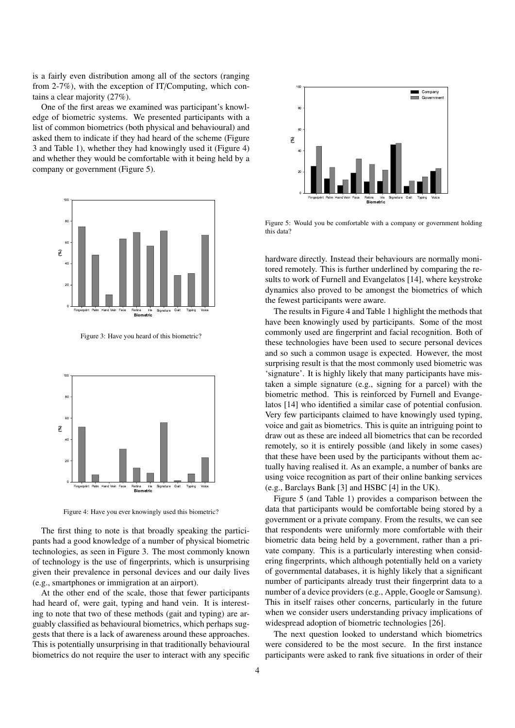is a fairly even distribution among all of the sectors (ranging from 2-7%), with the exception of IT/Computing, which contains a clear majority (27%).

One of the first areas we examined was participant's knowledge of biometric systems. We presented participants with a list of common biometrics (both physical and behavioural) and asked them to indicate if they had heard of the scheme (Figure 3 and Table 1), whether they had knowingly used it (Figure 4) and whether they would be comfortable with it being held by a company or government (Figure 5).

Figure 3: Have you heard of this biometric?

Figure 4: Have you ever knowingly used this biometric?

The first thing to note is that broadly speaking the participants had a good knowledge of a number of physical biometric technologies, as seen in Figure 3. The most commonly known of technology is the use of fingerprints, which is unsurprising given their prevalence in personal devices and our daily lives (e.g., smartphones or immigration at an airport).

At the other end of the scale, those that fewer participants had heard of, were gait, typing and hand vein. It is interesting to note that two of these methods (gait and typing) are arguably classified as behavioural biometrics, which perhaps suggests that there is a lack of awareness around these approaches. This is potentially unsurprising in that traditionally behavioural biometrics do not require the user to interact with any specific hardware directly. Instead their behaviours are normally monitored remotely. This is further underlined by comparing the results to work of Furnell and Evangelatos [14], where keystroke dynamics also proved to be amongst the biometrics of which the fewest participants were aware.

Figure 5: Would you be comfortable with a company or government holding this data?

The results in Figure 4 and Table 1 highlight the methods that have been knowingly used by participants. Some of the most commonly used are fingerprint and facial recognition. Both of these technologies have been used to secure personal devices and so such a common usage is expected. However, the most surprising result is that the most commonly used biometric was 'signature'. It is highly likely that many participants have mistaken a simple signature (e.g., signing for a parcel) with the biometric method. This is reinforced by Furnell and Evangelatos [14] who identified a similar case of potential confusion. Very few participants claimed to have knowingly used typing, voice and gait as biometrics. This is quite an intriguing point to draw out as these are indeed all biometrics that can be recorded remotely, so it is entirely possible (and likely in some cases) that these have been used by the participants without them actually having realised it. As an example, a number of banks are using voice recognition as part of their online banking services (e.g., Barclays Bank [3] and HSBC [4] in the UK).

Figure 5 (and Table 1) provides a comparison between the data that participants would be comfortable being stored by a government or a private company. From the results, we can see that respondents were uniformly more comfortable with their biometric data being held by a government, rather than a private company. This is a particularly interesting when considering fingerprints, which although potentially held on a variety of governmental databases, it is highly likely that a significant number of participants already trust their fingerprint data to a number of a device providers (e.g., Apple, Google or Samsung). This in itself raises other concerns, particularly in the future when we consider users understanding privacy implications of widespread adoption of biometric technologies [26].

The next question looked to understand which biometrics were considered to be the most secure. In the first instance participants were asked to rank five situations in order of their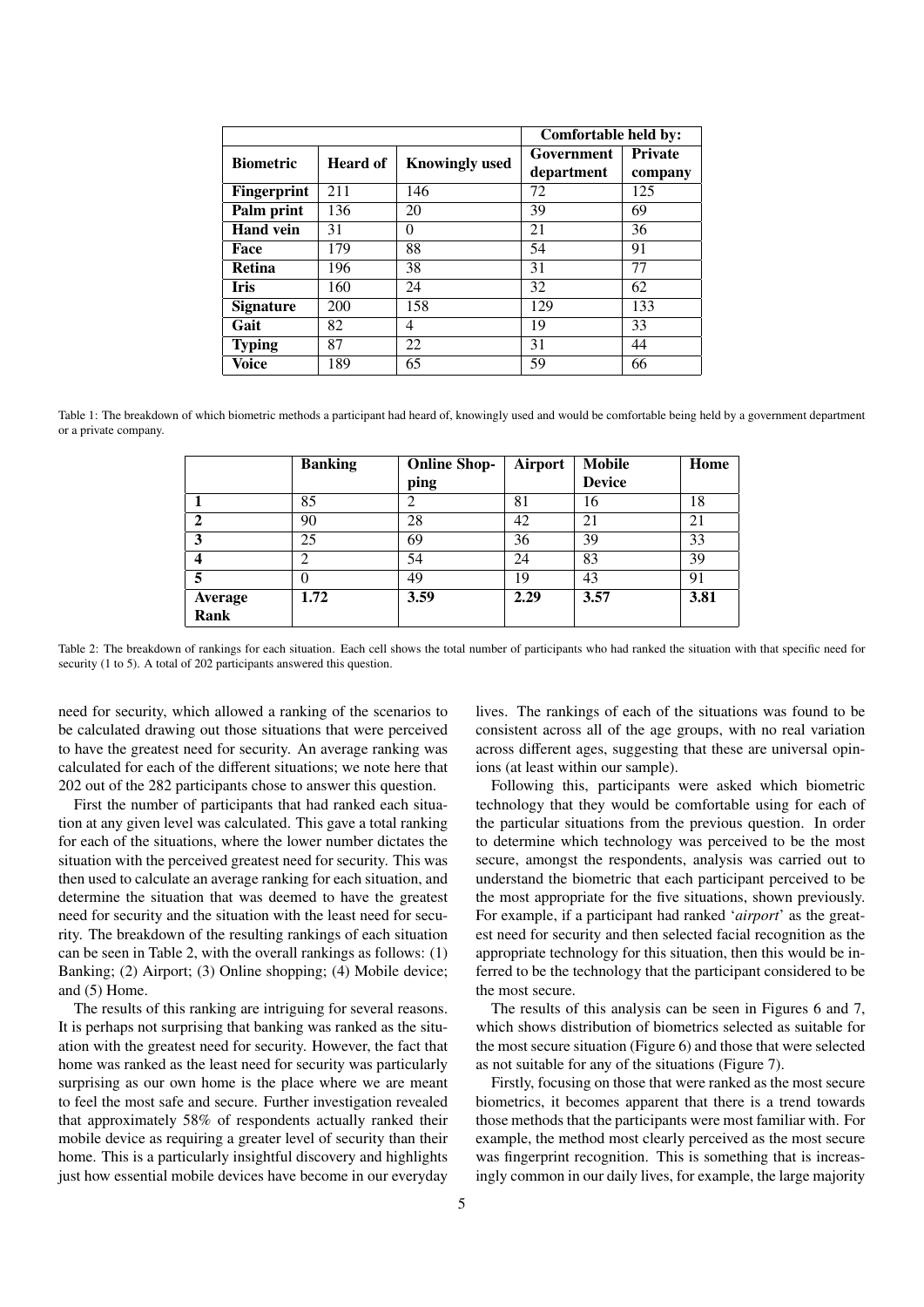| Biometric | Heard of | Knowingly used | Comfortable held by: | |
|---|---|---|---|---|
| | | | Government department | Private company |
| **Fingerprint** | 211 | 146 | 72 | 125 |
| **Palm print** | 136 | 20 | 39 | 69 |
| **Hand vein** | 31 | 0 | 21 | 36 |
| **Face** | 179 | 88 | 54 | 91 |
| **Retina** | 196 | 38 | 31 | 77 |
| **Iris** | 160 | 24 | 32 | 62 |
| **Signature** | 200 | 158 | 129 | 133 |
| **Gait** | 82 | 4 | 19 | 33 |
| **Typing** | 87 | 22 | 31 | 44 |
| **Voice** | 189 | 65 | 59 | 66 |

Table 1: The breakdown of which biometric methods a participant had heard of, knowingly used and would be comfortable being held by a government department or a private company.

| | Banking | Online Shopping | Airport | Mobile Device | Home |
|---|---|---|---|---|---|
| **1** | 85 | 2 | 81 | 16 | 18 |
| **2** | 90 | 28 | 42 | 21 | 21 |
| **3** | 25 | 69 | 36 | 39 | 33 |
| **4** | 2 | 54 | 24 | 83 | 39 |
| **5** | 0 | 49 | 19 | 43 | 91 |
| **Average Rank** | **1.72** | **3.59** | **2.29** | **3.57** | **3.81** |

Table 2: The breakdown of rankings for each situation. Each cell shows the total number of participants who had ranked the situation with that specific need for security (1 to 5). A total of 202 participants answered this question.

need for security, which allowed a ranking of the scenarios to be calculated drawing out those situations that were perceived to have the greatest need for security. An average ranking was calculated for each of the different situations; we note here that 202 out of the 282 participants chose to answer this question.

First the number of participants that had ranked each situation at any given level was calculated. This gave a total ranking for each of the situations, where the lower number dictates the situation with the perceived greatest need for security. This was then used to calculate an average ranking for each situation, and determine the situation that was deemed to have the greatest need for security and the situation with the least need for security. The breakdown of the resulting rankings of each situation can be seen in Table 2, with the overall rankings as follows: (1) Banking; (2) Airport; (3) Online shopping; (4) Mobile device; and (5) Home.

The results of this ranking are intriguing for several reasons. It is perhaps not surprising that banking was ranked as the situation with the greatest need for security. However, the fact that home was ranked as the least need for security was particularly surprising as our own home is the place where we are meant to feel the most safe and secure. Further investigation revealed that approximately 58% of respondents actually ranked their mobile device as requiring a greater level of security than their home. This is a particularly insightful discovery and highlights just how essential mobile devices have become in our everyday lives. The rankings of each of the situations was found to be consistent across all of the age groups, with no real variation across different ages, suggesting that these are universal opinions (at least within our sample).

Following this, participants were asked which biometric technology that they would be comfortable using for each of the particular situations from the previous question. In order to determine which technology was perceived to be the most secure, amongst the respondents, analysis was carried out to understand the biometric that each participant perceived to be the most appropriate for the five situations, shown previously. For example, if a participant had ranked '*airport*' as the greatest need for security and then selected facial recognition as the appropriate technology for this situation, then this would be inferred to be the technology that the participant considered to be the most secure.

The results of this analysis can be seen in Figures 6 and 7, which shows distribution of biometrics selected as suitable for the most secure situation (Figure 6) and those that were selected as not suitable for any of the situations (Figure 7).

Firstly, focusing on those that were ranked as the most secure biometrics, it becomes apparent that there is a trend towards those methods that the participants were most familiar with. For example, the method most clearly perceived as the most secure was fingerprint recognition. This is something that is increasingly common in our daily lives, for example, the large majority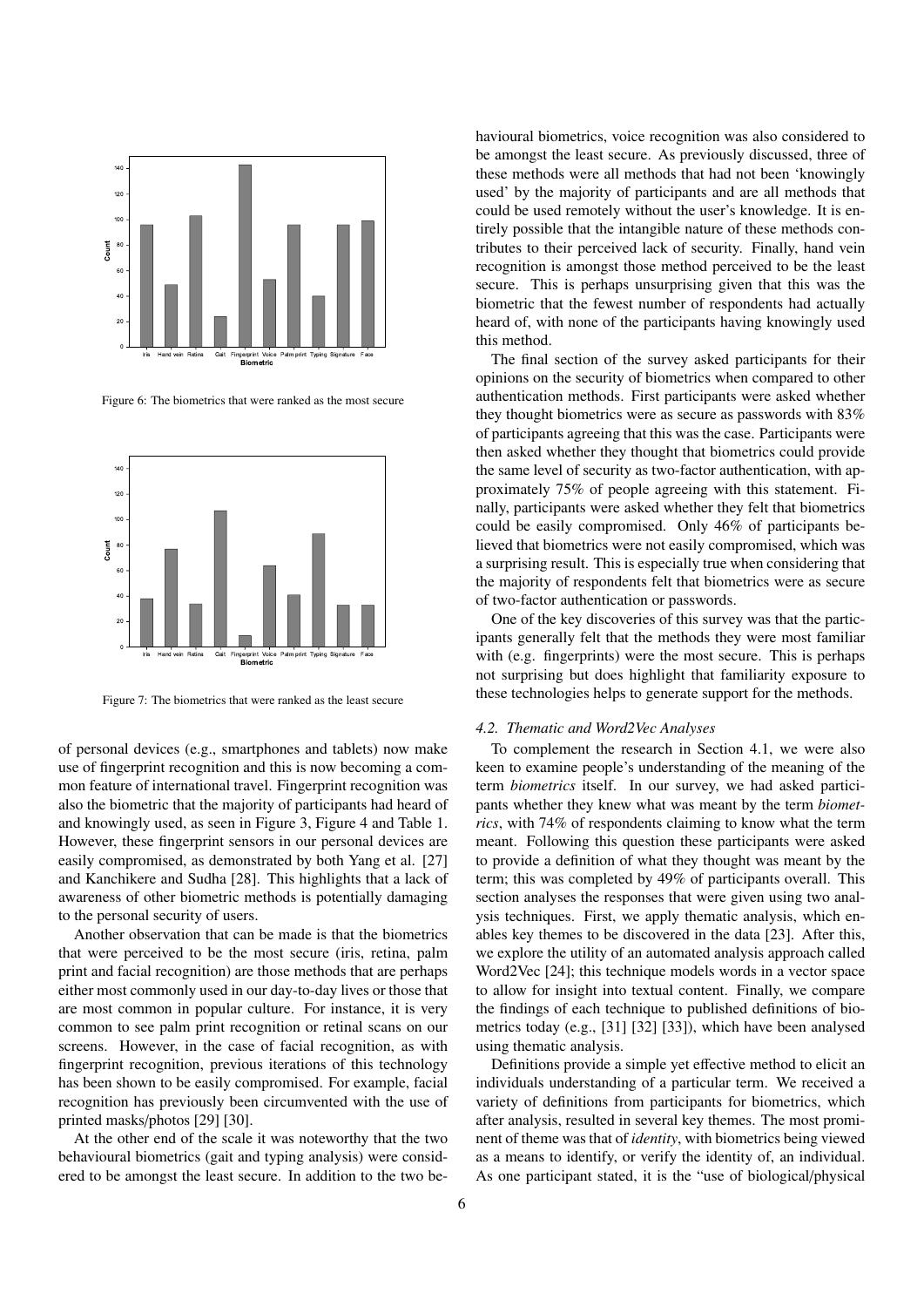Figure 6: The biometrics that were ranked as the most secure

Figure 7: The biometrics that were ranked as the least secure

of personal devices (e.g., smartphones and tablets) now make use of fingerprint recognition and this is now becoming a common feature of international travel. Fingerprint recognition was also the biometric that the majority of participants had heard of and knowingly used, as seen in Figure 3, Figure 4 and Table 1. However, these fingerprint sensors in our personal devices are easily compromised, as demonstrated by both Yang et al. [27] and Kanchikere and Sudha [28]. This highlights that a lack of awareness of other biometric methods is potentially damaging to the personal security of users.

Another observation that can be made is that the biometrics that were perceived to be the most secure (iris, retina, palm print and facial recognition) are those methods that are perhaps either most commonly used in our day-to-day lives or those that are most common in popular culture. For instance, it is very common to see palm print recognition or retinal scans on our screens. However, in the case of facial recognition, as with fingerprint recognition, previous iterations of this technology has been shown to be easily compromised. For example, facial recognition has previously been circumvented with the use of printed masks/photos [29] [30].

At the other end of the scale it was noteworthy that the two behavioural biometrics (gait and typing analysis) were considered to be amongst the least secure. In addition to the two behavioural biometrics, voice recognition was also considered to be amongst the least secure. As previously discussed, three of these methods were all methods that had not been 'knowingly used' by the majority of participants and are all methods that could be used remotely without the user's knowledge. It is entirely possible that the intangible nature of these methods contributes to their perceived lack of security. Finally, hand vein recognition is amongst those method perceived to be the least secure. This is perhaps unsurprising given that this was the biometric that the fewest number of respondents had actually heard of, with none of the participants having knowingly used this method.

The final section of the survey asked participants for their opinions on the security of biometrics when compared to other authentication methods. First participants were asked whether they thought biometrics were as secure as passwords with 83% of participants agreeing that this was the case. Participants were then asked whether they thought that biometrics could provide the same level of security as two-factor authentication, with approximately 75% of people agreeing with this statement. Finally, participants were asked whether they felt that biometrics could be easily compromised. Only 46% of participants believed that biometrics were not easily compromised, which was a surprising result. This is especially true when considering that the majority of respondents felt that biometrics were as secure of two-factor authentication or passwords.

One of the key discoveries of this survey was that the participants generally felt that the methods they were most familiar with (e.g. fingerprints) were the most secure. This is perhaps not surprising but does highlight that familiarity exposure to these technologies helps to generate support for the methods.

### 4.2. Thematic and Word2Vec Analyses

To complement the research in Section 4.1, we were also keen to examine people's understanding of the meaning of the term *biometrics* itself. In our survey, we had asked participants whether they knew what was meant by the term *biometrics*, with 74% of respondents claiming to know what the term meant. Following this question these participants were asked to provide a definition of what they thought was meant by the term; this was completed by 49% of participants overall. This section analyses the responses that were given using two analysis techniques. First, we apply thematic analysis, which enables key themes to be discovered in the data [23]. After this, we explore the utility of an automated analysis approach called Word2Vec [24]; this technique models words in a vector space to allow for insight into textual content. Finally, we compare the findings of each technique to published definitions of biometrics today (e.g., [31] [32] [33]), which have been analysed using thematic analysis.

Definitions provide a simple yet effective method to elicit an individuals understanding of a particular term. We received a variety of definitions from participants for biometrics, which after analysis, resulted in several key themes. The most prominent of theme was that of *identity*, with biometrics being viewed as a means to identify, or verify the identity of, an individual. As one participant stated, it is the "use of biological/physical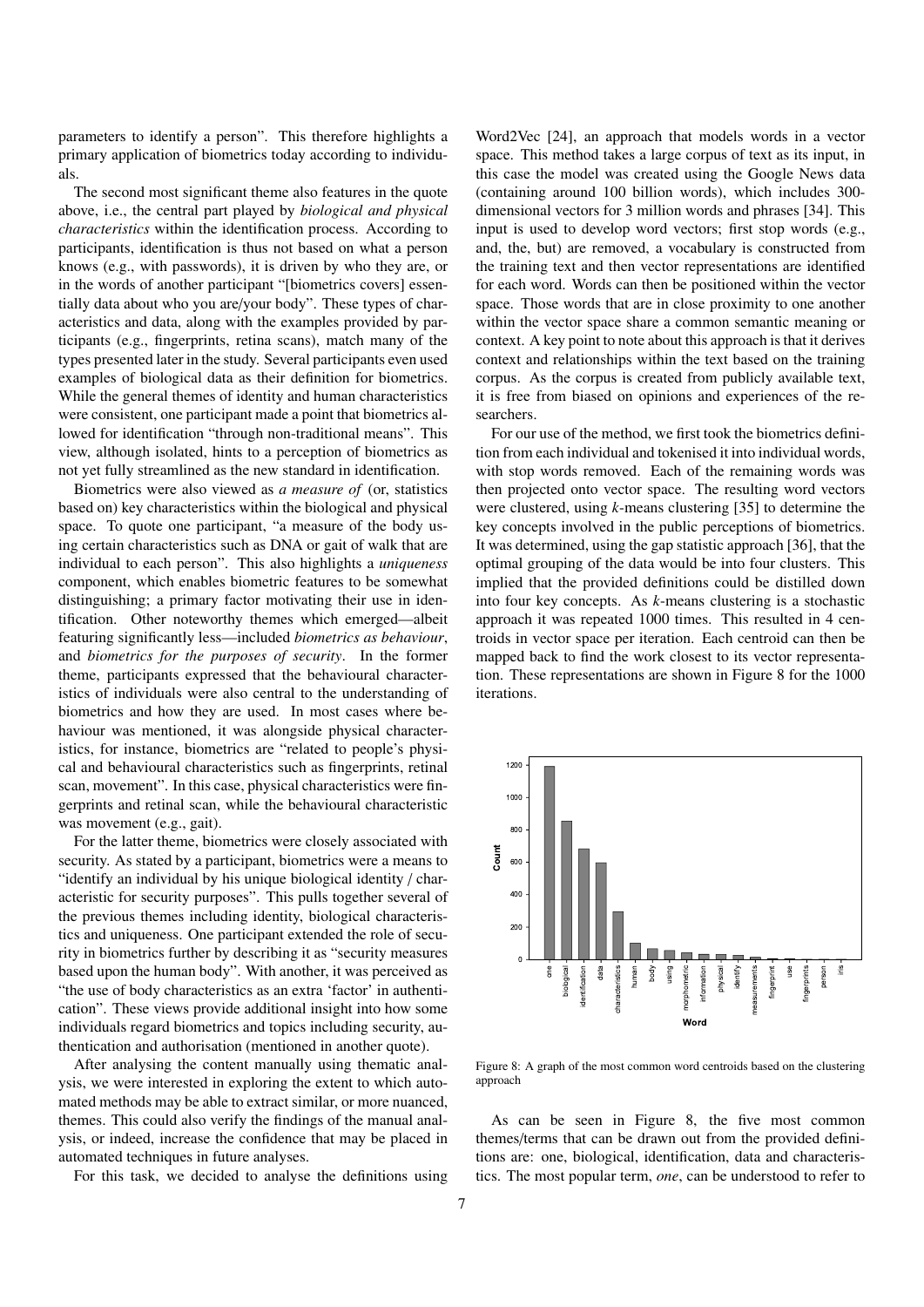parameters to identify a person". This therefore highlights a primary application of biometrics today according to individuals.

The second most significant theme also features in the quote above, i.e., the central part played by *biological and physical characteristics* within the identification process. According to participants, identification is thus not based on what a person knows (e.g., with passwords), it is driven by who they are, or in the words of another participant "[biometrics covers] essentially data about who you are/your body". These types of characteristics and data, along with the examples provided by participants (e.g., fingerprints, retina scans), match many of the types presented later in the study. Several participants even used examples of biological data as their definition for biometrics. While the general themes of identity and human characteristics were consistent, one participant made a point that biometrics allowed for identification "through non-traditional means". This view, although isolated, hints to a perception of biometrics as not yet fully streamlined as the new standard in identification.

Biometrics were also viewed as *a measure of* (or, statistics based on) key characteristics within the biological and physical space. To quote one participant, "a measure of the body using certain characteristics such as DNA or gait of walk that are individual to each person". This also highlights a *uniqueness* component, which enables biometric features to be somewhat distinguishing; a primary factor motivating their use in identification. Other noteworthy themes which emerged—albeit featuring significantly less—included *biometrics as behaviour*, and *biometrics for the purposes of security*. In the former theme, participants expressed that the behavioural characteristics of individuals were also central to the understanding of biometrics and how they are used. In most cases where behaviour was mentioned, it was alongside physical characteristics, for instance, biometrics are "related to people's physical and behavioural characteristics such as fingerprints, retinal scan, movement". In this case, physical characteristics were fingerprints and retinal scan, while the behavioural characteristic was movement (e.g., gait).

For the latter theme, biometrics were closely associated with security. As stated by a participant, biometrics were a means to "identify an individual by his unique biological identity / characteristic for security purposes". This pulls together several of the previous themes including identity, biological characteristics and uniqueness. One participant extended the role of security in biometrics further by describing it as "security measures based upon the human body". With another, it was perceived as "the use of body characteristics as an extra 'factor' in authentication". These views provide additional insight into how some individuals regard biometrics and topics including security, authentication and authorisation (mentioned in another quote).

After analysing the content manually using thematic analysis, we were interested in exploring the extent to which automated methods may be able to extract similar, or more nuanced, themes. This could also verify the findings of the manual analysis, or indeed, increase the confidence that may be placed in automated techniques in future analyses.

For this task, we decided to analyse the definitions using Word2Vec [24], an approach that models words in a vector space. This method takes a large corpus of text as its input, in this case the model was created using the Google News data (containing around 100 billion words), which includes 300-dimensional vectors for 3 million words and phrases [34]. This input is used to develop word vectors; first stop words (e.g., and, the, but) are removed, a vocabulary is constructed from the training text and then vector representations are identified for each word. Words can then be positioned within the vector space. Those words that are in close proximity to one another within the vector space share a common semantic meaning or context. A key point to note about this approach is that it derives context and relationships within the text based on the training corpus. As the corpus is created from publicly available text, it is free from biased on opinions and experiences of the researchers.

For our use of the method, we first took the biometrics definition from each individual and tokenised it into individual words, with stop words removed. Each of the remaining words was then projected onto vector space. The resulting word vectors were clustered, using *k*-means clustering [35] to determine the key concepts involved in the public perceptions of biometrics. It was determined, using the gap statistic approach [36], that the optimal grouping of the data would be into four clusters. This implied that the provided definitions could be distilled down into four key concepts. As *k*-means clustering is a stochastic approach it was repeated 1000 times. This resulted in 4 centroids in vector space per iteration. Each centroid can then be mapped back to find the work closest to its vector representation. These representations are shown in Figure 8 for the 1000 iterations.

Figure 8: A graph of the most common word centroids based on the clustering approach

As can be seen in Figure 8, the five most common themes/terms that can be drawn out from the provided definitions are: one, biological, identification, data and characteristics. The most popular term, *one*, can be understood to refer to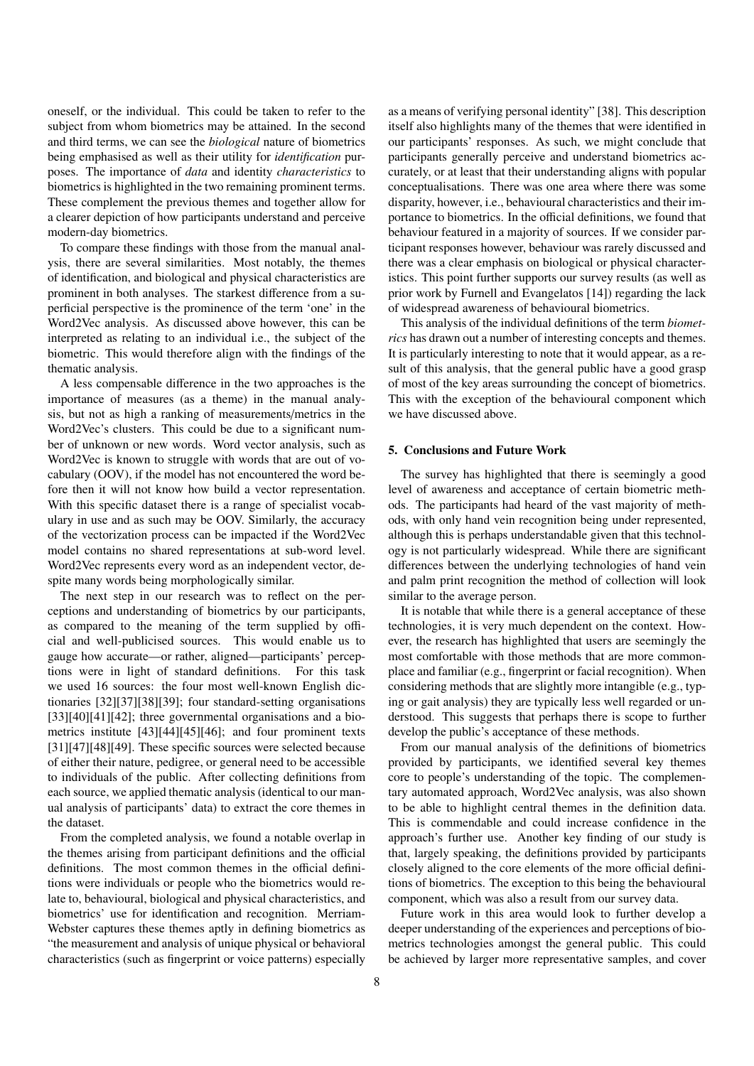oneself, or the individual. This could be taken to refer to the subject from whom biometrics may be attained. In the second and third terms, we can see the *biological* nature of biometrics being emphasised as well as their utility for *identification* purposes. The importance of *data* and identity *characteristics* to biometrics is highlighted in the two remaining prominent terms. These complement the previous themes and together allow for a clearer depiction of how participants understand and perceive modern-day biometrics.

To compare these findings with those from the manual analysis, there are several similarities. Most notably, the themes of identification, and biological and physical characteristics are prominent in both analyses. The starkest difference from a superficial perspective is the prominence of the term 'one' in the Word2Vec analysis. As discussed above however, this can be interpreted as relating to an individual i.e., the subject of the biometric. This would therefore align with the findings of the thematic analysis.

A less compensable difference in the two approaches is the importance of measures (as a theme) in the manual analysis, but not as high a ranking of measurements/metrics in the Word2Vec's clusters. This could be due to a significant number of unknown or new words. Word vector analysis, such as Word2Vec is known to struggle with words that are out of vocabulary (OOV), if the model has not encountered the word before then it will not know how build a vector representation. With this specific dataset there is a range of specialist vocabulary in use and as such may be OOV. Similarly, the accuracy of the vectorization process can be impacted if the Word2Vec model contains no shared representations at sub-word level. Word2Vec represents every word as an independent vector, despite many words being morphologically similar.

The next step in our research was to reflect on the perceptions and understanding of biometrics by our participants, as compared to the meaning of the term supplied by official and well-publicised sources. This would enable us to gauge how accurate—or rather, aligned—participants' perceptions were in light of standard definitions. For this task we used 16 sources: the four most well-known English dictionaries [32][37][38][39]; four standard-setting organisations [33][40][41][42]; three governmental organisations and a biometrics institute [43][44][45][46]; and four prominent texts [31][47][48][49]. These specific sources were selected because of either their nature, pedigree, or general need to be accessible to individuals of the public. After collecting definitions from each source, we applied thematic analysis (identical to our manual analysis of participants' data) to extract the core themes in the dataset.

From the completed analysis, we found a notable overlap in the themes arising from participant definitions and the official definitions. The most common themes in the official definitions were individuals or people who the biometrics would relate to, behavioural, biological and physical characteristics, and biometrics' use for identification and recognition. Merriam-Webster captures these themes aptly in defining biometrics as "the measurement and analysis of unique physical or behavioral characteristics (such as fingerprint or voice patterns) especially as a means of verifying personal identity" [38]. This description itself also highlights many of the themes that were identified in our participants' responses. As such, we might conclude that participants generally perceive and understand biometrics accurately, or at least that their understanding aligns with popular conceptualisations. There was one area where there was some disparity, however, i.e., behavioural characteristics and their importance to biometrics. In the official definitions, we found that behaviour featured in a majority of sources. If we consider participant responses however, behaviour was rarely discussed and there was a clear emphasis on biological or physical characteristics. This point further supports our survey results (as well as prior work by Furnell and Evangelatos [14]) regarding the lack of widespread awareness of behavioural biometrics.

This analysis of the individual definitions of the term *biometrics* has drawn out a number of interesting concepts and themes. It is particularly interesting to note that it would appear, as a result of this analysis, that the general public have a good grasp of most of the key areas surrounding the concept of biometrics. This with the exception of the behavioural component which we have discussed above.

## 5. Conclusions and Future Work

The survey has highlighted that there is seemingly a good level of awareness and acceptance of certain biometric methods. The participants had heard of the vast majority of methods, with only hand vein recognition being under represented, although this is perhaps understandable given that this technology is not particularly widespread. While there are significant differences between the underlying technologies of hand vein and palm print recognition the method of collection will look similar to the average person.

It is notable that while there is a general acceptance of these technologies, it is very much dependent on the context. However, the research has highlighted that users are seemingly the most comfortable with those methods that are more commonplace and familiar (e.g., fingerprint or facial recognition). When considering methods that are slightly more intangible (e.g., typing or gait analysis) they are typically less well regarded or understood. This suggests that perhaps there is scope to further develop the public's acceptance of these methods.

From our manual analysis of the definitions of biometrics provided by participants, we identified several key themes core to people's understanding of the topic. The complementary automated approach, Word2Vec analysis, was also shown to be able to highlight central themes in the definition data. This is commendable and could increase confidence in the approach's further use. Another key finding of our study is that, largely speaking, the definitions provided by participants closely aligned to the core elements of the more official definitions of biometrics. The exception to this being the behavioural component, which was also a result from our survey data.

Future work in this area would look to further develop a deeper understanding of the experiences and perceptions of biometrics technologies amongst the general public. This could be achieved by larger more representative samples, and cover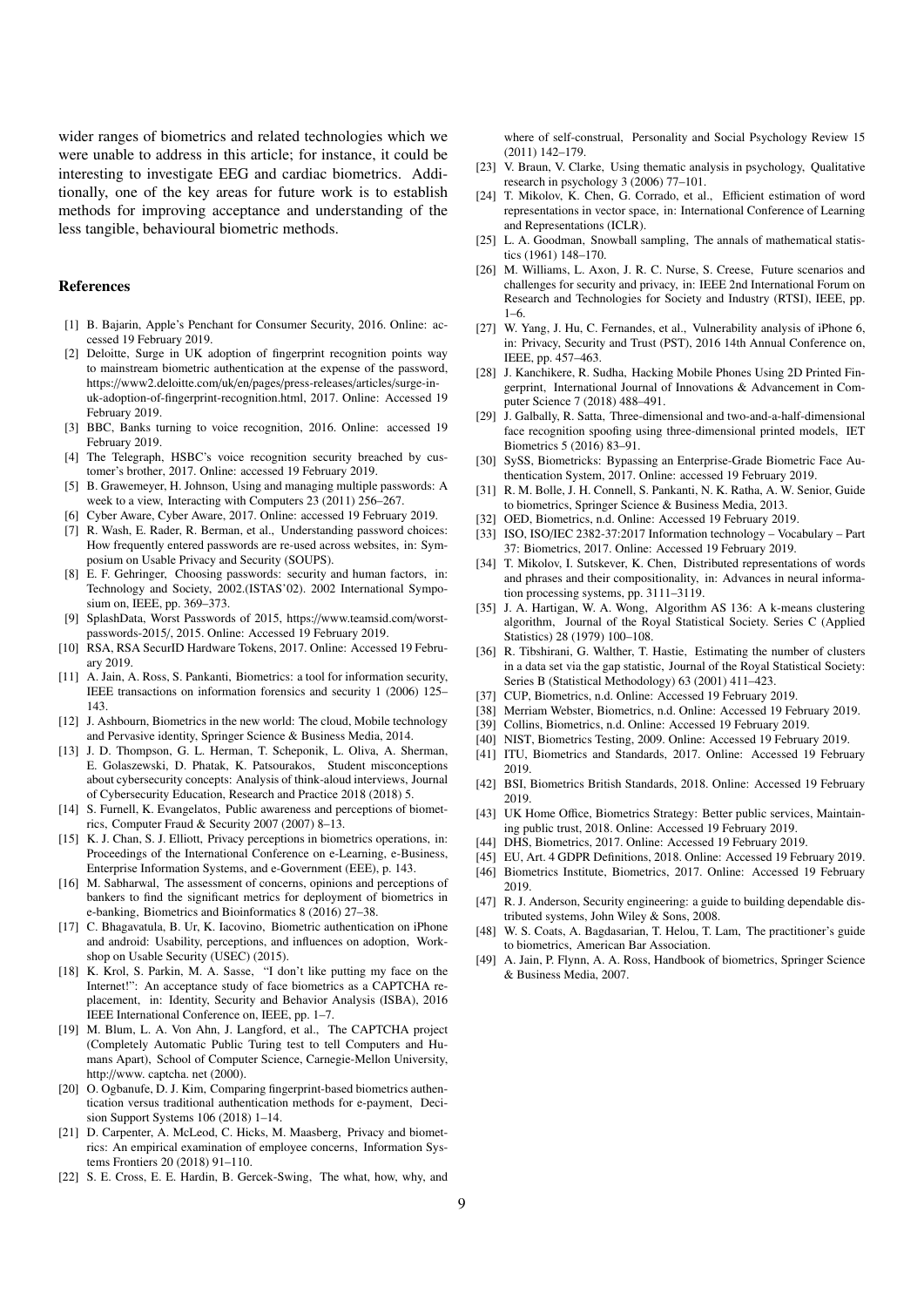wider ranges of biometrics and related technologies which we were unable to address in this article; for instance, it could be interesting to investigate EEG and cardiac biometrics. Additionally, one of the key areas for future work is to establish methods for improving acceptance and understanding of the less tangible, behavioural biometric methods.

## References

[1] B. Bajarin, Apple's Penchant for Consumer Security, 2016. Online: accessed 19 February 2019.

[2] Deloitte, Surge in UK adoption of fingerprint recognition points way to mainstream biometric authentication at the expense of the password, https://www2.deloitte.com/uk/en/pages/press-releases/articles/surge-in-uk-adoption-of-fingerprint-recognition.html, 2017. Online: Accessed 19 February 2019.

[3] BBC, Banks turning to voice recognition, 2016. Online: accessed 19 February 2019.

[4] The Telegraph, HSBC's voice recognition security breached by customer's brother, 2017. Online: accessed 19 February 2019.

[5] B. Grawemeyer, H. Johnson, Using and managing multiple passwords: A week to a view, Interacting with Computers 23 (2011) 256–267.

[6] Cyber Aware, Cyber Aware, 2017. Online: accessed 19 February 2019.

[7] R. Wash, E. Rader, R. Berman, et al., Understanding password choices: How frequently entered passwords are re-used across websites, in: Symposium on Usable Privacy and Security (SOUPS).

[8] E. F. Gehringer, Choosing passwords: security and human factors, in: Technology and Society, 2002.(ISTAS'02). 2002 International Symposium on, IEEE, pp. 369–373.

[9] SplashData, Worst Passwords of 2015, https://www.teamsid.com/worst-passwords-2015/, 2015. Online: Accessed 19 February 2019.

[10] RSA, RSA SecurID Hardware Tokens, 2017. Online: Accessed 19 February 2019.

[11] A. Jain, A. Ross, S. Pankanti, Biometrics: a tool for information security, IEEE transactions on information forensics and security 1 (2006) 125–143.

[12] J. Ashbourn, Biometrics in the new world: The cloud, Mobile technology and Pervasive identity, Springer Science & Business Media, 2014.

[13] J. D. Thompson, G. L. Herman, T. Scheponik, L. Oliva, A. Sherman, E. Golaszewski, D. Phatak, K. Patsourakos, Student misconceptions about cybersecurity concepts: Analysis of think-aloud interviews, Journal of Cybersecurity Education, Research and Practice 2018 (2018) 5.

[14] S. Furnell, K. Evangelatos, Public awareness and perceptions of biometrics, Computer Fraud & Security 2007 (2007) 8–13.

[15] K. J. Chan, S. J. Elliott, Privacy perceptions in biometrics operations, in: Proceedings of the International Conference on e-Learning, e-Business, Enterprise Information Systems, and e-Government (EEE), p. 143.

[16] M. Sabharwal, The assessment of concerns, opinions and perceptions of bankers to find the significant metrics for deployment of biometrics in e-banking, Biometrics and Bioinformatics 8 (2016) 27–38.

[17] C. Bhagavatula, B. Ur, K. Iacovino, Biometric authentication on iPhone and android: Usability, perceptions, and influences on adoption, Workshop on Usable Security (USEC) (2015).

[18] K. Krol, S. Parkin, M. A. Sasse, "I don't like putting my face on the Internet!": An acceptance study of face biometrics as a CAPTCHA replacement, in: Identity, Security and Behavior Analysis (ISBA), 2016 IEEE International Conference on, IEEE, pp. 1–7.

[19] M. Blum, L. A. Von Ahn, J. Langford, et al., The CAPTCHA project (Completely Automatic Public Turing test to tell Computers and Humans Apart), School of Computer Science, Carnegie-Mellon University, http://www. captcha. net (2000).

[20] O. Ogbanufe, D. J. Kim, Comparing fingerprint-based biometrics authentication versus traditional authentication methods for e-payment, Decision Support Systems 106 (2018) 1–14.

[21] D. Carpenter, A. McLeod, C. Hicks, M. Maasberg, Privacy and biometrics: An empirical examination of employee concerns, Information Systems Frontiers 20 (2018) 91–110.

[22] S. E. Cross, E. E. Hardin, B. Gercek-Swing, The what, how, why, and where of self-construal, Personality and Social Psychology Review 15 (2011) 142–179.

[23] V. Braun, V. Clarke, Using thematic analysis in psychology, Qualitative research in psychology 3 (2006) 77–101.

[24] T. Mikolov, K. Chen, G. Corrado, et al., Efficient estimation of word representations in vector space, in: International Conference of Learning and Representations (ICLR).

[25] L. A. Goodman, Snowball sampling, The annals of mathematical statistics (1961) 148–170.

[26] M. Williams, L. Axon, J. R. C. Nurse, S. Creese, Future scenarios and challenges for security and privacy, in: IEEE 2nd International Forum on Research and Technologies for Society and Industry (RTSI), IEEE, pp. 1–6.

[27] W. Yang, J. Hu, C. Fernandes, et al., Vulnerability analysis of iPhone 6, in: Privacy, Security and Trust (PST), 2016 14th Annual Conference on, IEEE, pp. 457–463.

[28] J. Kanchikere, R. Sudha, Hacking Mobile Phones Using 2D Printed Fingerprint, International Journal of Innovations & Advancement in Computer Science 7 (2018) 488–491.

[29] J. Galbally, R. Satta, Three-dimensional and two-and-a-half-dimensional face recognition spoofing using three-dimensional printed models, IET Biometrics 5 (2016) 83–91.

[30] SySS, Biometricks: Bypassing an Enterprise-Grade Biometric Face Authentication System, 2017. Online: accessed 19 February 2019.

[31] R. M. Bolle, J. H. Connell, S. Pankanti, N. K. Ratha, A. W. Senior, Guide to biometrics, Springer Science & Business Media, 2013.

[32] OED, Biometrics, n.d. Online: Accessed 19 February 2019.

[33] ISO, ISO/IEC 2382-37:2017 Information technology – Vocabulary – Part 37: Biometrics, 2017. Online: Accessed 19 February 2019.

[34] T. Mikolov, I. Sutskever, K. Chen, Distributed representations of words and phrases and their compositionality, in: Advances in neural information processing systems, pp. 3111–3119.

[35] J. A. Hartigan, M. A. Wong, Algorithm AS 136: A k-means clustering algorithm, Journal of the Royal Statistical Society. Series C (Applied Statistics) 28 (1979) 100–108.

[36] R. Tibshirani, G. Walther, T. Hastie, Estimating the number of clusters in a data set via the gap statistic, Journal of the Royal Statistical Society: Series B (Statistical Methodology) 63 (2001) 411–423.

[37] CUP, Biometrics, n.d. Online: Accessed 19 February 2019.

[38] Merriam Webster, Biometrics, n.d. Online: Accessed 19 February 2019.

[39] Collins, Biometrics, n.d. Online: Accessed 19 February 2019.

[40] NIST, Biometrics Testing, 2009. Online: Accessed 19 February 2019.

[41] ITU, Biometrics and Standards, 2017. Online: Accessed 19 February 2019.

[42] BSI, Biometrics British Standards, 2018. Online: Accessed 19 February 2019.

[43] UK Home Office, Biometrics Strategy: Better public services, Maintaining public trust, 2018. Online: Accessed 19 February 2019.

[44] DHS, Biometrics, 2017. Online: Accessed 19 February 2019.

[45] EU, Art. 4 GDPR Definitions, 2018. Online: Accessed 19 February 2019.

[46] Biometrics Institute, Biometrics, 2017. Online: Accessed 19 February 2019.

[47] R. J. Anderson, Security engineering: a guide to building dependable distributed systems, John Wiley & Sons, 2008.

[48] W. S. Coats, A. Bagdasarian, T. Helou, T. Lam, The practitioner's guide to biometrics, American Bar Association.

[49] A. Jain, P. Flynn, A. A. Ross, Handbook of biometrics, Springer Science & Business Media, 2007.